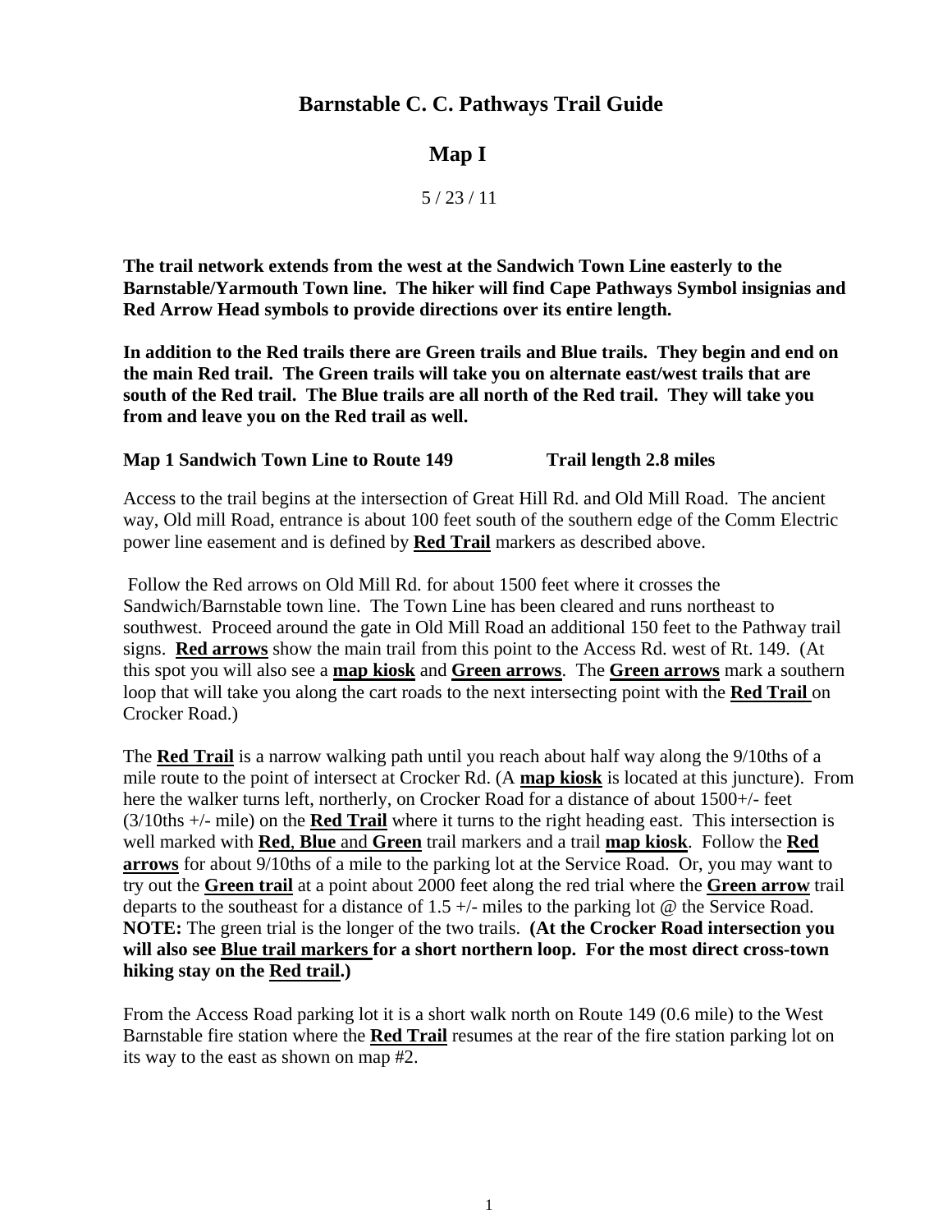# Barnstable C. C. Pathways Trail Guide

## Map I

5 / 23 / 11

**The trail network extends from the west at the Sandwich Town Line easterly to the Barnstable/Yarmouth Town line. The hiker will find Cape Pathways Symbol insignias and Red Arrow Head symbols to provide directions over its entire length.**

**In addition to the Red trails there are Green trails and Blue trails. They begin and end on the main Red trail. The Green trails will take you on alternate east/west trails that are south of the Red trail. The Blue trails are all north of the Red trail. They will take you from and leave you on the Red trail as well.**

**Map 1 Sandwich Town Line to Route 149 Trail length 2.8 miles**

Access to the trail begins at the intersection of Great Hill Rd. and Old Mill Road. The ancient way, Old mill Road, entrance is about 100 feet south of the southern edge of the Comm Electric power line easement and is defined by **Red Trail** markers as described above.

Follow the Red arrows on Old Mill Rd. for about 1500 feet where it crosses the Sandwich/Barnstable town line. The Town Line has been cleared and runs northeast to southwest. Proceed around the gate in Old Mill Road an additional 150 feet to the Pathway trail signs. **Red arrows** show the main trail from this point to the Access Rd. west of Rt. 149. (At this spot you will also see a **map kiosk** and **Green arrows**. The **Green arrows** mark a southern loop that will take you along the cart roads to the next intersecting point with the **Red Trail** on Crocker Road.)

The **Red Trail** is a narrow walking path until you reach about half way along the 9/10ths of a mile route to the point of intersect at Crocker Rd. (A **map kiosk** is located at this juncture). From here the walker turns left, northerly, on Crocker Road for a distance of about 1500+/- feet (3/10ths +/- mile) on the **Red Trail** where it turns to the right heading east. This intersection is well marked with **Red**, **Blue** and **Green** trail markers and a trail **map kiosk**. Follow the **Red arrows** for about 9/10ths of a mile to the parking lot at the Service Road. Or, you may want to try out the **Green trail** at a point about 2000 feet along the red trial where the **Green arrow** trail departs to the southeast for a distance of 1.5 +/- miles to the parking lot @ the Service Road. **NOTE:** The green trial is the longer of the two trails. **(At the Crocker Road intersection you will also see Blue trail markers for a short northern loop. For the most direct cross-town hiking stay on the Red trail.)**

From the Access Road parking lot it is a short walk north on Route 149 (0.6 mile) to the West Barnstable fire station where the **Red Trail** resumes at the rear of the fire station parking lot on its way to the east as shown on map #2.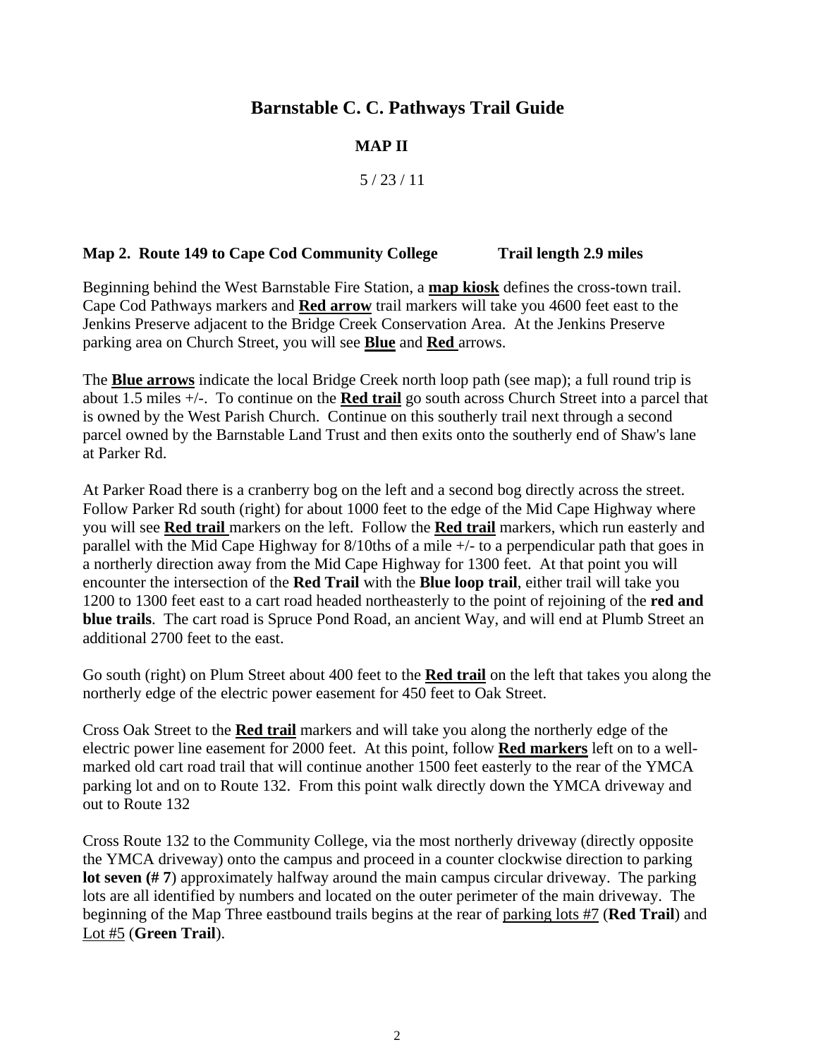# Barnstable C. C. Pathways Trail Guide

## MAP II

5 / 23 / 11

**Map 2. Route 149 to Cape Cod Community College Trail length 2.9 miles**

Beginning behind the West Barnstable Fire Station, a **map kiosk** defines the cross-town trail. Cape Cod Pathways markers and **Red arrow** trail markers will take you 4600 feet east to the Jenkins Preserve adjacent to the Bridge Creek Conservation Area. At the Jenkins Preserve parking area on Church Street, you will see **Blue** and **Red** arrows.

The **Blue arrows** indicate the local Bridge Creek north loop path (see map); a full round trip is about 1.5 miles +/-. To continue on the **Red trail** go south across Church Street into a parcel that is owned by the West Parish Church. Continue on this southerly trail next through a second parcel owned by the Barnstable Land Trust and then exits onto the southerly end of Shaw's lane at Parker Rd.

At Parker Road there is a cranberry bog on the left and a second bog directly across the street. Follow Parker Rd south (right) for about 1000 feet to the edge of the Mid Cape Highway where you will see **Red trail** markers on the left. Follow the **Red trail** markers, which run easterly and parallel with the Mid Cape Highway for 8/10ths of a mile +/- to a perpendicular path that goes in a northerly direction away from the Mid Cape Highway for 1300 feet. At that point you will encounter the intersection of the **Red Trail** with the **Blue loop trail**, either trail will take you 1200 to 1300 feet east to a cart road headed northeasterly to the point of rejoining of the **red and blue trails**. The cart road is Spruce Pond Road, an ancient Way, and will end at Plumb Street an additional 2700 feet to the east.

Go south (right) on Plum Street about 400 feet to the **Red trail** on the left that takes you along the northerly edge of the electric power easement for 450 feet to Oak Street.

Cross Oak Street to the **Red trail** markers and will take you along the northerly edge of the electric power line easement for 2000 feet. At this point, follow **Red markers** left on to a well-marked old cart road trail that will continue another 1500 feet easterly to the rear of the YMCA parking lot and on to Route 132. From this point walk directly down the YMCA driveway and out to Route 132

Cross Route 132 to the Community College, via the most northerly driveway (directly opposite the YMCA driveway) onto the campus and proceed in a counter clockwise direction to parking **lot seven (# 7**) approximately halfway around the main campus circular driveway. The parking lots are all identified by numbers and located on the outer perimeter of the main driveway. The beginning of the Map Three eastbound trails begins at the rear of parking lots #7 (**Red Trail**) and Lot #5 (**Green Trail**).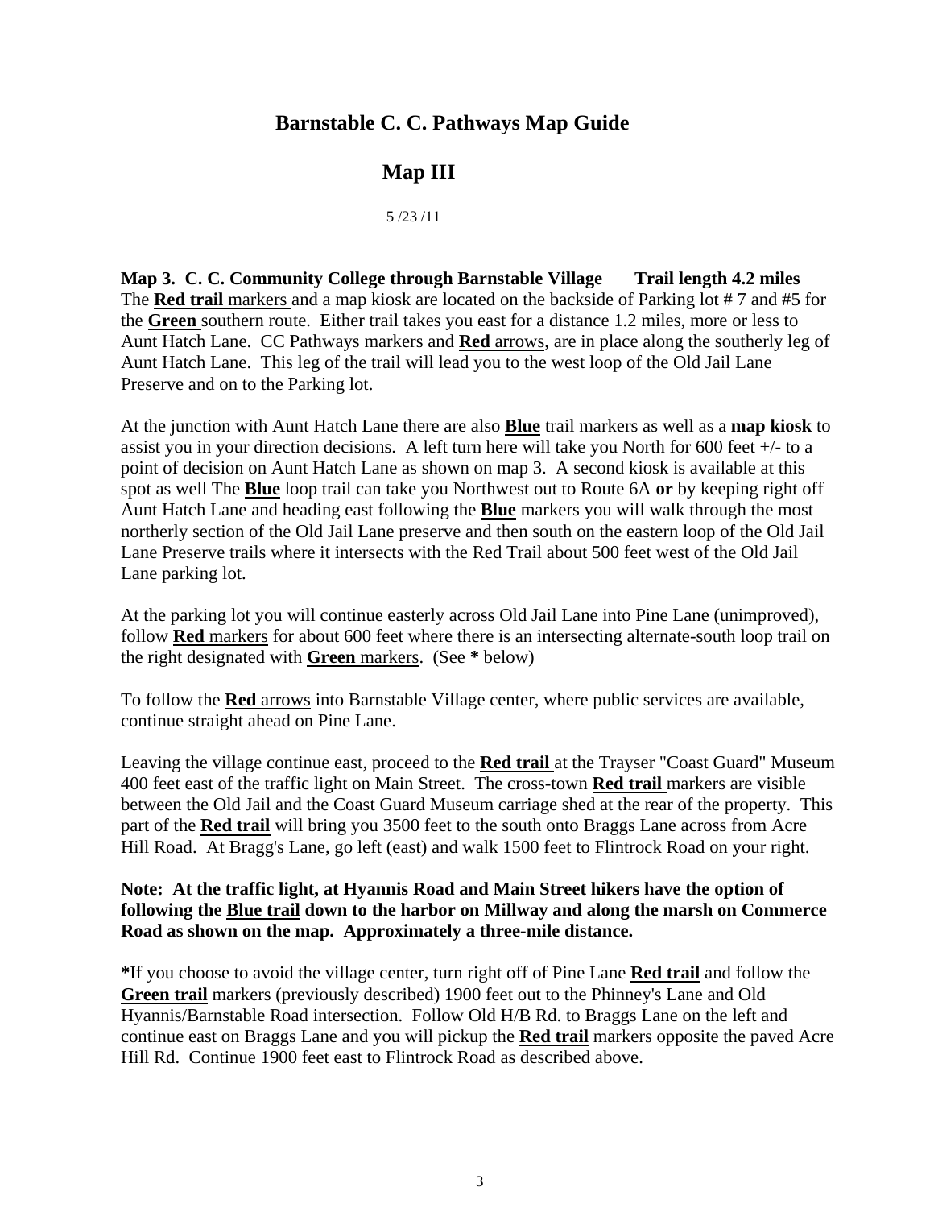## Barnstable C. C. Pathways Map Guide

## Map III

5 /23 /11

**Map 3. C. C. Community College through Barnstable Village Trail length 4.2 miles**
The **Red trail** markers and a map kiosk are located on the backside of Parking lot # 7 and #5 for the **Green** southern route. Either trail takes you east for a distance 1.2 miles, more or less to Aunt Hatch Lane. CC Pathways markers and **Red** arrows, are in place along the southerly leg of Aunt Hatch Lane. This leg of the trail will lead you to the west loop of the Old Jail Lane Preserve and on to the Parking lot.

At the junction with Aunt Hatch Lane there are also **Blue** trail markers as well as a **map kiosk** to assist you in your direction decisions. A left turn here will take you North for 600 feet +/- to a point of decision on Aunt Hatch Lane as shown on map 3. A second kiosk is available at this spot as well The **Blue** loop trail can take you Northwest out to Route 6A **or** by keeping right off Aunt Hatch Lane and heading east following the **Blue** markers you will walk through the most northerly section of the Old Jail Lane preserve and then south on the eastern loop of the Old Jail Lane Preserve trails where it intersects with the Red Trail about 500 feet west of the Old Jail Lane parking lot.

At the parking lot you will continue easterly across Old Jail Lane into Pine Lane (unimproved), follow **Red** markers for about 600 feet where there is an intersecting alternate-south loop trail on the right designated with **Green** markers. (See **\*** below)

To follow the **Red** arrows into Barnstable Village center, where public services are available, continue straight ahead on Pine Lane.

Leaving the village continue east, proceed to the **Red trail** at the Trayser "Coast Guard" Museum 400 feet east of the traffic light on Main Street. The cross-town **Red trail** markers are visible between the Old Jail and the Coast Guard Museum carriage shed at the rear of the property. This part of the **Red trail** will bring you 3500 feet to the south onto Braggs Lane across from Acre Hill Road. At Bragg's Lane, go left (east) and walk 1500 feet to Flintrock Road on your right.

**Note: At the traffic light, at Hyannis Road and Main Street hikers have the option of following the Blue trail down to the harbor on Millway and along the marsh on Commerce Road as shown on the map. Approximately a three-mile distance.**

**\***If you choose to avoid the village center, turn right off of Pine Lane **Red trail** and follow the **Green trail** markers (previously described) 1900 feet out to the Phinney's Lane and Old Hyannis/Barnstable Road intersection. Follow Old H/B Rd. to Braggs Lane on the left and continue east on Braggs Lane and you will pickup the **Red trail** markers opposite the paved Acre Hill Rd. Continue 1900 feet east to Flintrock Road as described above.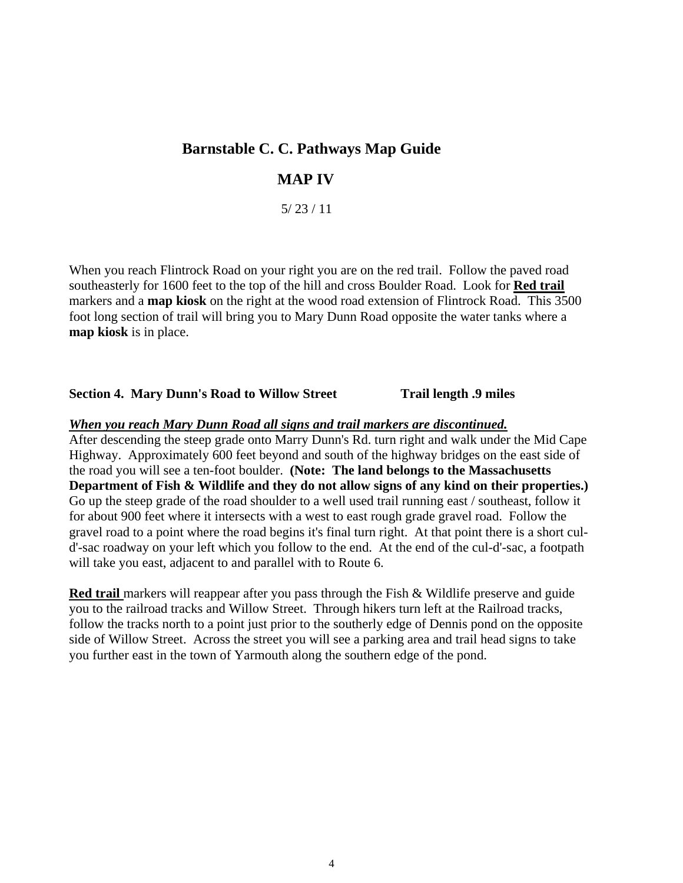## Barnstable C. C. Pathways Map Guide

## MAP IV

5/ 23 / 11

When you reach Flintrock Road on your right you are on the red trail. Follow the paved road southeasterly for 1600 feet to the top of the hill and cross Boulder Road. Look for **Red trail** markers and a **map kiosk** on the right at the wood road extension of Flintrock Road. This 3500 foot long section of trail will bring you to Mary Dunn Road opposite the water tanks where a **map kiosk** is in place.

**Section 4. Mary Dunn's Road to Willow Street Trail length .9 miles**

***When you reach Mary Dunn Road all signs and trail markers are discontinued.***
After descending the steep grade onto Marry Dunn's Rd. turn right and walk under the Mid Cape Highway. Approximately 600 feet beyond and south of the highway bridges on the east side of the road you will see a ten-foot boulder. **(Note: The land belongs to the Massachusetts Department of Fish & Wildlife and they do not allow signs of any kind on their properties.)** Go up the steep grade of the road shoulder to a well used trail running east / southeast, follow it for about 900 feet where it intersects with a west to east rough grade gravel road. Follow the gravel road to a point where the road begins it's final turn right. At that point there is a short cul-d'-sac roadway on your left which you follow to the end. At the end of the cul-d'-sac, a footpath will take you east, adjacent to and parallel with to Route 6.

**Red trail** markers will reappear after you pass through the Fish & Wildlife preserve and guide you to the railroad tracks and Willow Street. Through hikers turn left at the Railroad tracks, follow the tracks north to a point just prior to the southerly edge of Dennis pond on the opposite side of Willow Street. Across the street you will see a parking area and trail head signs to take you further east in the town of Yarmouth along the southern edge of the pond.